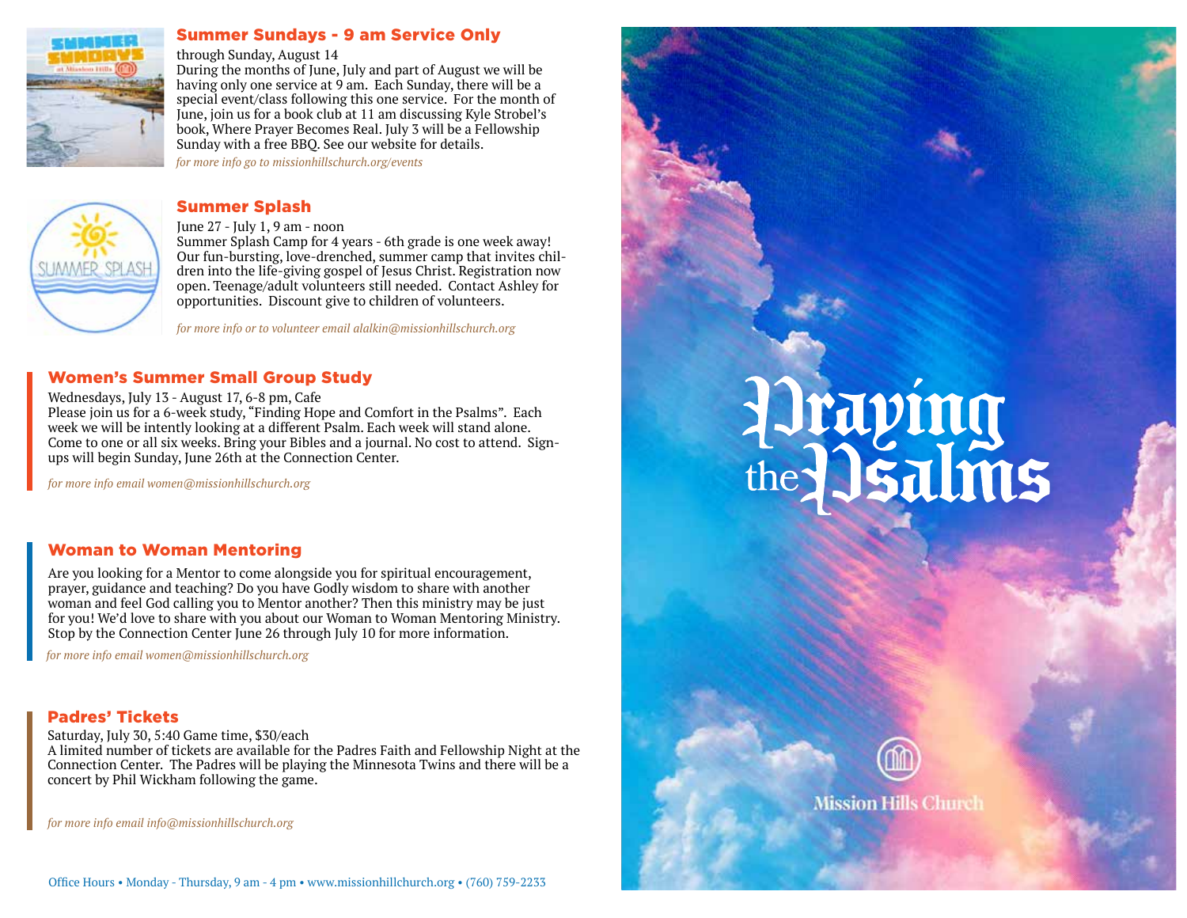## Summer Sundays - 9 am Service Only

through Sunday, August 14

During the months of June, July and part of August we will be having only one service at 9 am. Each Sunday, there will be a special event/class following this one service. For the month of June, join us for a book club at 11 am discussing Kyle Strobel's book, Where Prayer Becomes Real. July 3 will be a Fellowship Sunday with a free BBQ. See our website for details.

*for more info go to missionhillschurch.org/events*

## Summer Splash

June 27 - July 1, 9 am - noon

Summer Splash Camp for 4 years - 6th grade is one week away! Our fun-bursting, love-drenched, summer camp that invites children into the life-giving gospel of Jesus Christ. Registration now open. Teenage/adult volunteers still needed. Contact Ashley for opportunities. Discount give to children of volunteers.

*for more info or to volunteer email alalkin@missionhillschurch.org*

## Women's Summer Small Group Study

Wednesdays, July 13 - August 17, 6-8 pm, Cafe

Please join us for a 6-week study, "Finding Hope and Comfort in the Psalms". Each week we will be intently looking at a different Psalm. Each week will stand alone. Come to one or all six weeks. Bring your Bibles and a journal. No cost to attend. Sign-ups will begin Sunday, June 26th at the Connection Center.

*for more info email women@missionhillschurch.org*

## Woman to Woman Mentoring

Are you looking for a Mentor to come alongside you for spiritual encouragement, prayer, guidance and teaching? Do you have Godly wisdom to share with another woman and feel God calling you to Mentor another? Then this ministry may be just for you! We'd love to share with you about our Woman to Woman Mentoring Ministry. Stop by the Connection Center June 26 through July 10 for more information.

*for more info email women@missionhillschurch.org*

## Padres' Tickets

Saturday, July 30, 5:40 Game time, $30/each

A limited number of tickets are available for the Padres Faith and Fellowship Night at the Connection Center. The Padres will be playing the Minnesota Twins and there will be a concert by Phil Wickham following the game.

*for more info email info@missionhillschurch.org*

Office Hours • Monday - Thursday, 9 am - 4 pm • www.missionhillchurch.org • (760) 759-2233

# Praying the Psalms

Mission Hills Church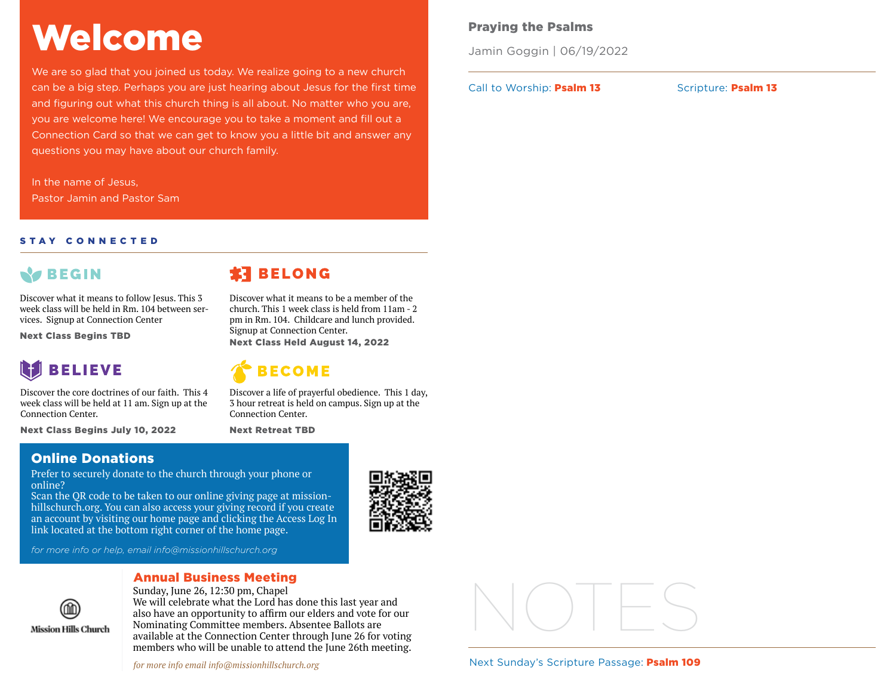# Welcome

We are so glad that you joined us today. We realize going to a new church can be a big step. Perhaps you are just hearing about Jesus for the first time and figuring out what this church thing is all about. No matter who you are, you are welcome here! We encourage you to take a moment and fill out a Connection Card so that we can get to know you a little bit and answer any questions you may have about our church family.

In the name of Jesus,
Pastor Jamin and Pastor Sam

## STAY CONNECTED

### BEGIN

Discover what it means to follow Jesus. This 3 week class will be held in Rm. 104 between services. Signup at Connection Center

**Next Class Begins TBD**

### BELONG

Discover what it means to be a member of the church. This 1 week class is held from 11am - 2 pm in Rm. 104. Childcare and lunch provided. Signup at Connection Center.

**Next Class Held August 14, 2022**

### BELIEVE

Discover the core doctrines of our faith. This 4 week class will be held at 11 am. Sign up at the Connection Center.

**Next Class Begins July 10, 2022**

### BECOME

Discover a life of prayerful obedience. This 1 day, 3 hour retreat is held on campus. Sign up at the Connection Center.

**Next Retreat TBD**

## Online Donations

Prefer to securely donate to the church through your phone or online?
Scan the QR code to be taken to our online giving page at missionhillschurch.org. You can also access your giving record if you create an account by visiting our home page and clicking the Access Log In link located at the bottom right corner of the home page.

*for more info or help, email info@missionhillschurch.org*

Mission Hills Church

## Annual Business Meeting

Sunday, June 26, 12:30 pm, Chapel
We will celebrate what the Lord has done this last year and also have an opportunity to affirm our elders and vote for our Nominating Committee members. Absentee Ballots are available at the Connection Center through June 26 for voting members who will be unable to attend the June 26th meeting.

*for more info email info@missionhillschurch.org*

## Praying the Psalms

Jamin Goggin | 06/19/2022

Call to Worship: **Psalm 13**

Scripture: **Psalm 13**

# NOTES

Next Sunday's Scripture Passage: **Psalm 109**